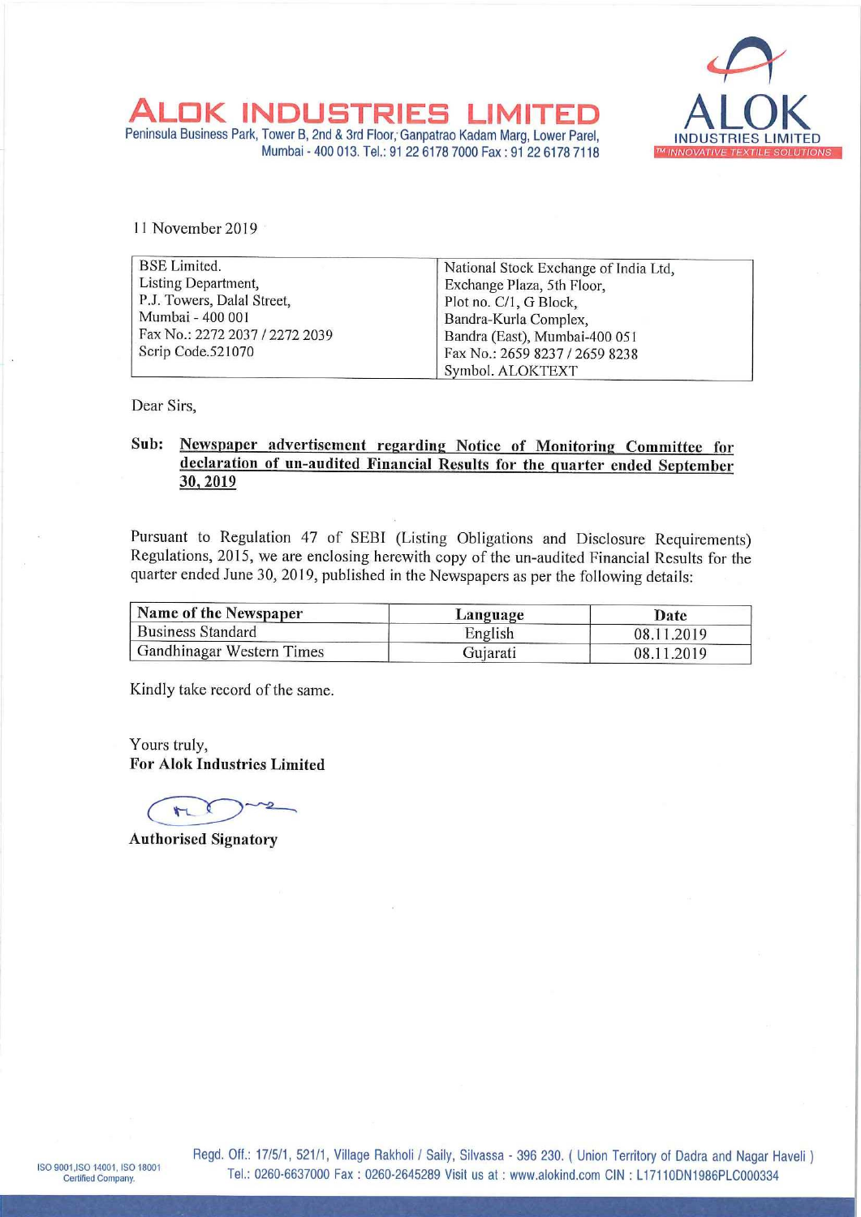# ALOK INDUSTRIES LIMITED

Peninsula Business Park, Tower B, 2nd & 3rd Floor, Ganpatrao Kadam Marg, Lower Parel, Mumbai - 400 013. Tel.: 91 22 6178 7000 Fax : 91 22 6178 7118

ALOK INDUSTRIES LIMITED
INNOVATIVE TEXTILE SOLUTIONS

11 November 2019

| BSE Limited.<br>Listing Department,<br>P.J. Towers, Dalal Street,<br>Mumbai - 400 001<br>Fax No.: 2272 2037 / 2272 2039<br>Scrip Code.521070 | National Stock Exchange of India Ltd,<br>Exchange Plaza, 5th Floor,<br>Plot no. C/1, G Block,<br>Bandra-Kurla Complex,<br>Bandra (East), Mumbai-400 051<br>Fax No.: 2659 8237 / 2659 8238<br>Symbol. ALOKTEXT |
|---|---|

Dear Sirs,

**Sub: Newspaper advertisement regarding Notice of Monitoring Committee for declaration of un-audited Financial Results for the quarter ended September 30, 2019**

Pursuant to Regulation 47 of SEBI (Listing Obligations and Disclosure Requirements) Regulations, 2015, we are enclosing herewith copy of the un-audited Financial Results for the quarter ended June 30, 2019, published in the Newspapers as per the following details:

| Name of the Newspaper | Language | Date |
|---|---|---|
| Business Standard | English | 08.11.2019 |
| Gandhinagar Western Times | Gujarati | 08.11.2019 |

Kindly take record of the same.

Yours truly,
**For Alok Industries Limited**

**Authorised Signatory**

ISO 9001,ISO 14001, ISO 18001 Certified Company.

Regd. Off.: 17/5/1, 521/1, Village Rakholi / Saily, Silvassa - 396 230. ( Union Territory of Dadra and Nagar Haveli )
Tel.: 0260-6637000 Fax : 0260-2645289 Visit us at : www.alokind.com CIN : L17110DN1986PLC000334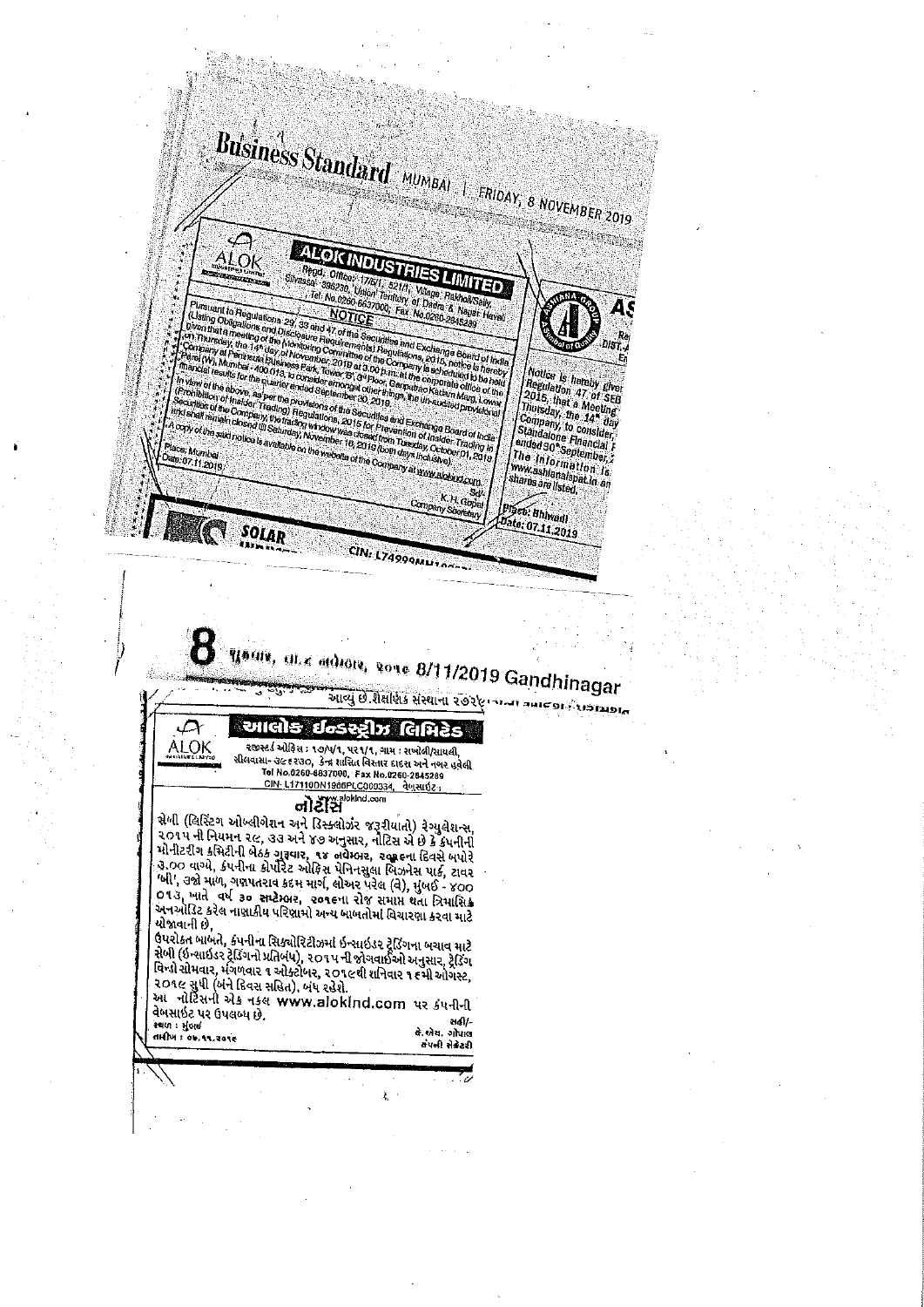Business Standard MUMBAI | FRIDAY, 8 NOVEMBER 2019

# ALOK INDUSTRIES LIMITED

Regd. Office: 17/5/1, 521/1, Village: Rakholi/Saily, Silvassa - 396230, Union Territory of Dadra & Nagar Haveli
Tel: No.0260-6637000; Fax No.0260-2645289

## NOTICE

Pursuant to Regulations 29, 33 and 47 of the Securities and Exchange Board of India (Listing Obligations and Disclosure Requirements) Regulations, 2015, notice is hereby given that a meeting of the (Monitoring Committee) of the Company is scheduled to be held on Thursday, the 14th day of November, 2019 at 3.00 p.m. at the corporate office of the Company at Peninsula Business Park, Tower 'B', 3rd Floor, Ganpatrao Kadam Marg, Lower Parel (W), Mumbai - 400 013, to consider amongst other things, the un-audited provisional financial results for the quarter ended September 30, 2019.

In view of the above, as per the provisions of the Securities and Exchange Board of India (Prohibition of Insider Trading) Regulations, 2015 for Prevention of Insider Trading in Securities of the Company, the trading window was closed from Tuesday, October 01, 2019 and shall remain closed till Saturday, November 16, 2019 (both days inclusive).

A copy of the said notice is available on the website of the Company at www.alokind.com.

Place: Mumbai
Date: 07.11.2019

Sd/-
K. H. Gopal
Company Secretary

---

Notice is hereby given ... Regulation 47 of SEBI ... 2015, that a Meeting ... Thursday, the 14th day ... Company, to consider ... Standalone Financial ... ended 30th September, ... The information is ... www.ashianaispat.in an... shares are listed.

Place: Bhiwadi
Date: 07.11.2019

---

8 ગુરુવાર, તા.૮ નવેમ્બર, ૨૦૧૯ 8/11/2019 Gandhinagar

# આલોક ઇન્ડસ્ટ્રીઝ લિમિટેડ

રજીસ્ટર્ડ ઓફિસ : ૧૭/૫/૧, ૫૨૧/૧, ગામ : રાખોલી/સાયલી, સીલવાસા- ૩૯૬૨૩૦, કેન્દ્ર શાસિત વિસ્તાર દાદરા અને નગર હવેલી
Tel No.0260-6637000, Fax No.0260-2645289
CIN: L17110DN1986PLC000334, વેબસાઈટ : www.alokind.com

## નોટીસ

સેબી (લિસ્ટિંગ ઓબ્લીગેશન અને ડિસ્ક્લોઝર જરૂરીયાતો) રેગ્યુલેશન્સ, ૨૦૧૫ ની નિયમન ૨૯, ૩૩ અને ૪૭ અનુસાર, નોટિસ એ છે કે કંપનીની મોનીટરીંગ કમિટીની બેઠક ગુરૂવાર, ૧૪ નવેમ્બર, ૨૦૧૯ના દિવસે બપોરે ૩.૦૦ વાગ્યે, કંપનીના કોર્પોરેટ ઓફિસ પેનિનસુલા બિઝનેસ પાર્ક, ટાવર 'બી', ૩જો માળ, ગણપતરાવ કદમ માર્ગ, લોઅર પરેલ (વે), મુંબઈ - ૪૦૦ ૦૧૩, ખાતે વર્ષ ૩૦ સપ્ટેમ્બર, ૨૦૧૯ના રોજ સમાપ્ત થતા ત્રિમાસિક અનઓડિટ કરેલ નાણાકીય પરિણામો અન્ય બાબતોમાં વિચારણા કરવા માટે યોજાવાની છે,

ઉપરોક્ત બાબતે, કંપનીના સિક્યોરિટીઝમાં ઇન્સાઇડર ટ્રેડિંગના બચાવ માટે સેબી (ઇન્સાઇડર ટ્રેડિંગનો પ્રતિબંધ), ૨૦૧૫ ની જોગવાઈઓ અનુસાર, ટ્રેડિંગ વિન્ડો સોમવાર, મંગળવાર ૧ ઓક્ટોબર, ૨૦૧૯થી શનિવાર ૧૬મી ઓગસ્ટ, ૨૦૧૯ સુધી (બંને દિવસ સહિત), બંધ રહેશે.

આ નોટિસની એક નકલ www.alokind.com પર કંપનીની વેબસાઇટ પર ઉપલબ્ધ છે.

સ્થળ : મુંબઈ
તારીખ : ૦૭.૧૧.૨૦૧૯

સહી/-
કે.એચ. ગોપાલ
કંપની સેક્રેટરી